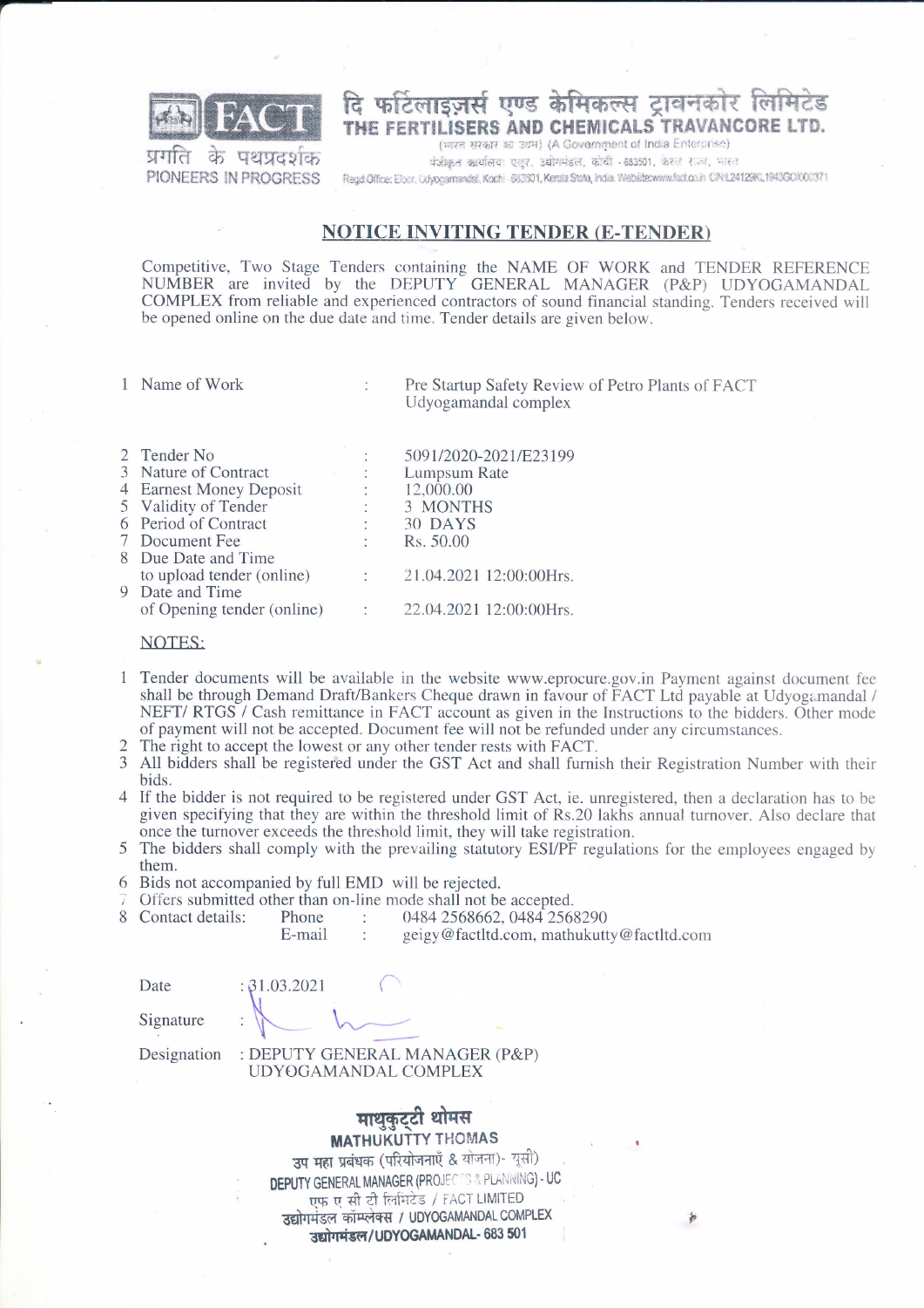FACT

प्रगति के पथप्रदर्शक

PIONEERS IN PROGRESS

दि फर्टिलाइज़र्स एण्ड केमिकल्स ट्रावनकोर लिमिटेड

**THE FERTILISERS AND CHEMICALS TRAVANCORE LTD.**

(भारत सरकार का उपक्रम) (A Government of India Enterprise)

पंजीकृत कार्यालय: एलूर, उद्योगमंडल, कोची - 683501, केरल राज्य, भारत

Regd.Office: Eloor, Udyogamandal, Kochi - 683501, Kerala State, India. Website:www.fact.co.in CIN:L24129KL1943GOI000371

## NOTICE INVITING TENDER (E-TENDER)

Competitive, Two Stage Tenders containing the NAME OF WORK and TENDER REFERENCE NUMBER are invited by the DEPUTY GENERAL MANAGER (P&P) UDYOGAMANDAL COMPLEX from reliable and experienced contractors of sound financial standing. Tenders received will be opened online on the due date and time. Tender details are given below.

| | | | |
|---|---|---|---|
| 1 | Name of Work | : | Pre Startup Safety Review of Petro Plants of FACT Udyogamandal complex |
| 2 | Tender No | : | 5091/2020-2021/E23199 |
| 3 | Nature of Contract | : | Lumpsum Rate |
| 4 | Earnest Money Deposit | : | 12,000.00 |
| 5 | Validity of Tender | : | 3 MONTHS |
| 6 | Period of Contract | : | 30 DAYS |
| 7 | Document Fee | : | Rs. 50.00 |
| 8 | Due Date and Time to upload tender (online) | : | 21.04.2021 12:00:00Hrs. |
| 9 | Date and Time of Opening tender (online) | : | 22.04.2021 12:00:00Hrs. |

NOTES:

1. Tender documents will be available in the website www.eprocure.gov.in Payment against document fee shall be through Demand Draft/Bankers Cheque drawn in favour of FACT Ltd payable at Udyogamandal / NEFT/ RTGS / Cash remittance in FACT account as given in the Instructions to the bidders. Other mode of payment will not be accepted. Document fee will not be refunded under any circumstances.
2. The right to accept the lowest or any other tender rests with FACT.
3. All bidders shall be registered under the GST Act and shall furnish their Registration Number with their bids.
4. If the bidder is not required to be registered under GST Act, ie. unregistered, then a declaration has to be given specifying that they are within the threshold limit of Rs.20 lakhs annual turnover. Also declare that once the turnover exceeds the threshold limit, they will take registration.
5. The bidders shall comply with the prevailing statutory ESI/PF regulations for the employees engaged by them.
6. Bids not accompanied by full EMD will be rejected.
7. Offers submitted other than on-line mode shall not be accepted.
8. Contact details: Phone : 0484 2568662, 0484 2568290
   E-mail : geigy@factltd.com, mathukutty@factltd.com

Date : 31.03.2021

Signature :

Designation : DEPUTY GENERAL MANAGER (P&P) UDYOGAMANDAL COMPLEX

माथुकुट्टी थोमस

**MATHUKUTTY THOMAS**

उप महा प्रबंधक (परियोजनाएँ & योजना)- यूसी)

DEPUTY GENERAL MANAGER (PROJECTS & PLANNING) - UC

एफ ए सी टी लिमिटेड / FACT LIMITED

उद्योगमंडल कॉम्प्लेक्स / UDYOGAMANDAL COMPLEX

उद्योगमंडल/UDYOGAMANDAL- 683 501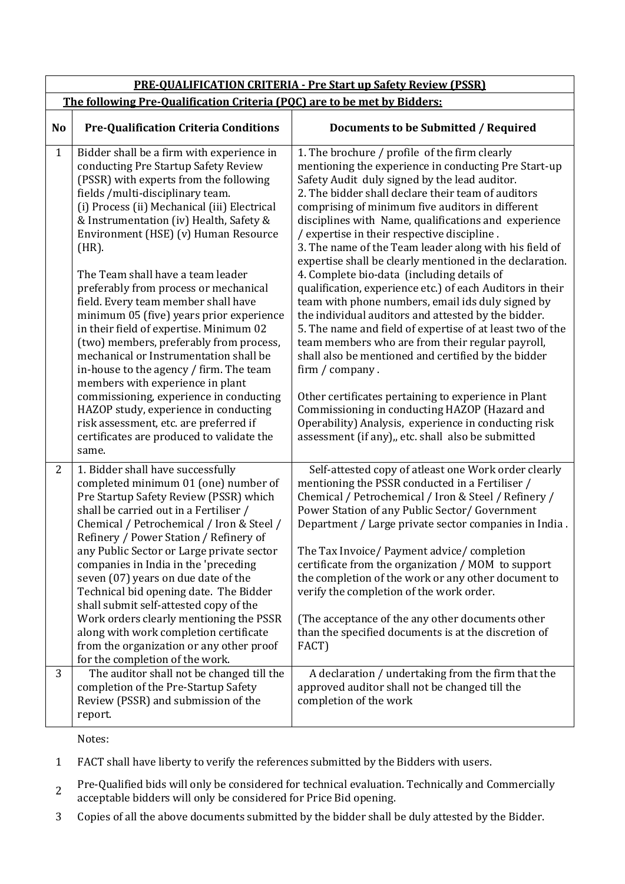| PRE-QUALIFICATION CRITERIA - Pre Start up Safety Review (PSSR) | | |
|---|---|---|
| **The following Pre-Qualification Criteria (PQC) are to be met by Bidders:** | | |
| **No** | **Pre-Qualification Criteria Conditions** | **Documents to be Submitted / Required** |
| 1 | Bidder shall be a firm with experience in conducting Pre Startup Safety Review (PSSR) with experts from the following fields /multi-disciplinary team. (i) Process (ii) Mechanical (iii) Electrical & Instrumentation (iv) Health, Safety & Environment (HSE) (v) Human Resource (HR).<br><br>The Team shall have a team leader preferably from process or mechanical field. Every team member shall have minimum 05 (five) years prior experience in their field of expertise. Minimum 02 (two) members, preferably from process, mechanical or Instrumentation shall be in-house to the agency / firm. The team members with experience in plant commissioning, experience in conducting HAZOP study, experience in conducting risk assessment, etc. are preferred if certificates are produced to validate the same. | 1. The brochure / profile of the firm clearly mentioning the experience in conducting Pre Start-up Safety Audit duly signed by the lead auditor.<br>2. The bidder shall declare their team of auditors comprising of minimum five auditors in different disciplines with Name, qualifications and experience / expertise in their respective discipline .<br>3. The name of the Team leader along with his field of expertise shall be clearly mentioned in the declaration.<br>4. Complete bio-data (including details of qualification, experience etc.) of each Auditors in their team with phone numbers, email ids duly signed by the individual auditors and attested by the bidder.<br>5. The name and field of expertise of at least two of the team members who are from their regular payroll, shall also be mentioned and certified by the bidder firm / company .<br><br>Other certificates pertaining to experience in Plant Commissioning in conducting HAZOP (Hazard and Operability) Analysis, experience in conducting risk assessment (if any),, etc. shall also be submitted |
| 2 | 1. Bidder shall have successfully completed minimum 01 (one) number of Pre Startup Safety Review (PSSR) which shall be carried out in a Fertiliser / Chemical / Petrochemical / Iron & Steel / Refinery / Power Station / Refinery of any Public Sector or Large private sector companies in India in the 'preceding seven (07) years on due date of the Technical bid opening date. The Bidder shall submit self-attested copy of the Work orders clearly mentioning the PSSR along with work completion certificate from the organization or any other proof for the completion of the work. | Self-attested copy of atleast one Work order clearly mentioning the PSSR conducted in a Fertiliser / Chemical / Petrochemical / Iron & Steel / Refinery / Power Station of any Public Sector/ Government Department / Large private sector companies in India .<br><br>The Tax Invoice/ Payment advice/ completion certificate from the organization / MOM to support the completion of the work or any other document to verify the completion of the work order.<br><br>(The acceptance of the any other documents other than the specified documents is at the discretion of FACT) |
| 3 | The auditor shall not be changed till the completion of the Pre-Startup Safety Review (PSSR) and submission of the report. | A declaration / undertaking from the firm that the approved auditor shall not be changed till the completion of the work |

Notes:

1. FACT shall have liberty to verify the references submitted by the Bidders with users.
2. Pre-Qualified bids will only be considered for technical evaluation. Technically and Commercially acceptable bidders will only be considered for Price Bid opening.
3. Copies of all the above documents submitted by the bidder shall be duly attested by the Bidder.